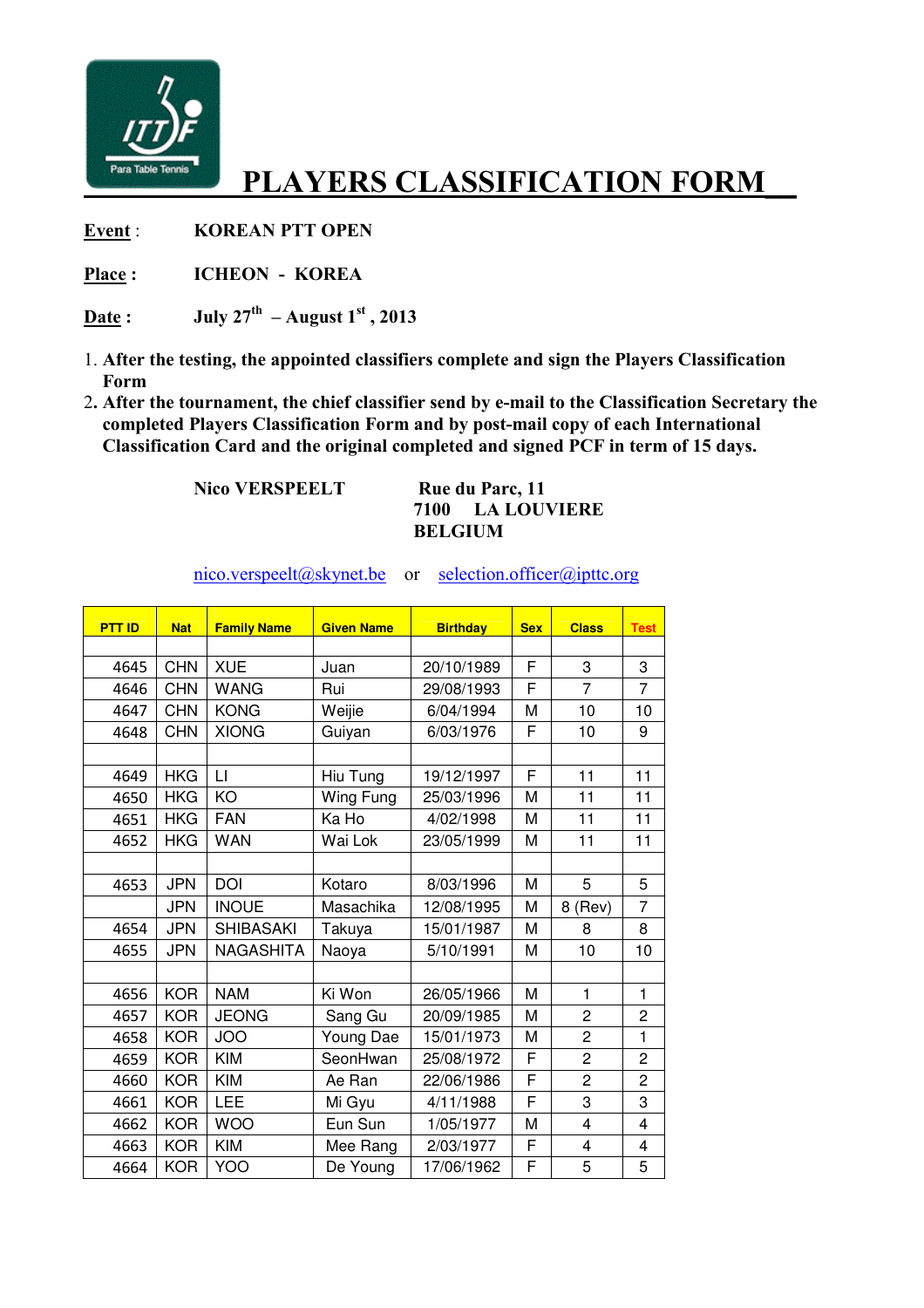# PLAYERS CLASSIFICATION FORM

**Event** : **KOREAN PTT OPEN**

**Place** : **ICHEON - KOREA**

**Date** : **July 27th – August 1st , 2013**

1. **After the testing, the appointed classifiers complete and sign the Players Classification Form**
2. **After the tournament, the chief classifier send by e-mail to the Classification Secretary the completed Players Classification Form and by post-mail copy of each International Classification Card and the original completed and signed PCF in term of 15 days.**

**Nico VERSPEELT** **Rue du Parc, 11**
**7100 LA LOUVIERE**
**BELGIUM**

nico.verspeelt@skynet.be or selection.officer@ipttc.org

| PTT ID | Nat | Family Name | Given Name | Birthday | Sex | Class | Test |
|---|---|---|---|---|---|---|---|
| | | | | | | | |
| 4645 | CHN | XUE | Juan | 20/10/1989 | F | 3 | 3 |
| 4646 | CHN | WANG | Rui | 29/08/1993 | F | 7 | 7 |
| 4647 | CHN | KONG | Weijie | 6/04/1994 | M | 10 | 10 |
| 4648 | CHN | XIONG | Guiyan | 6/03/1976 | F | 10 | 9 |
| | | | | | | | |
| 4649 | HKG | LI | Hiu Tung | 19/12/1997 | F | 11 | 11 |
| 4650 | HKG | KO | Wing Fung | 25/03/1996 | M | 11 | 11 |
| 4651 | HKG | FAN | Ka Ho | 4/02/1998 | M | 11 | 11 |
| 4652 | HKG | WAN | Wai Lok | 23/05/1999 | M | 11 | 11 |
| | | | | | | | |
| 4653 | JPN | DOI | Kotaro | 8/03/1996 | M | 5 | 5 |
| | JPN | INOUE | Masachika | 12/08/1995 | M | 8 (Rev) | 7 |
| 4654 | JPN | SHIBASAKI | Takuya | 15/01/1987 | M | 8 | 8 |
| 4655 | JPN | NAGASHITA | Naoya | 5/10/1991 | M | 10 | 10 |
| | | | | | | | |
| 4656 | KOR | NAM | Ki Won | 26/05/1966 | M | 1 | 1 |
| 4657 | KOR | JEONG | Sang Gu | 20/09/1985 | M | 2 | 2 |
| 4658 | KOR | JOO | Young Dae | 15/01/1973 | M | 2 | 1 |
| 4659 | KOR | KIM | SeonHwan | 25/08/1972 | F | 2 | 2 |
| 4660 | KOR | KIM | Ae Ran | 22/06/1986 | F | 2 | 2 |
| 4661 | KOR | LEE | Mi Gyu | 4/11/1988 | F | 3 | 3 |
| 4662 | KOR | WOO | Eun Sun | 1/05/1977 | M | 4 | 4 |
| 4663 | KOR | KIM | Mee Rang | 2/03/1977 | F | 4 | 4 |
| 4664 | KOR | YOO | De Young | 17/06/1962 | F | 5 | 5 |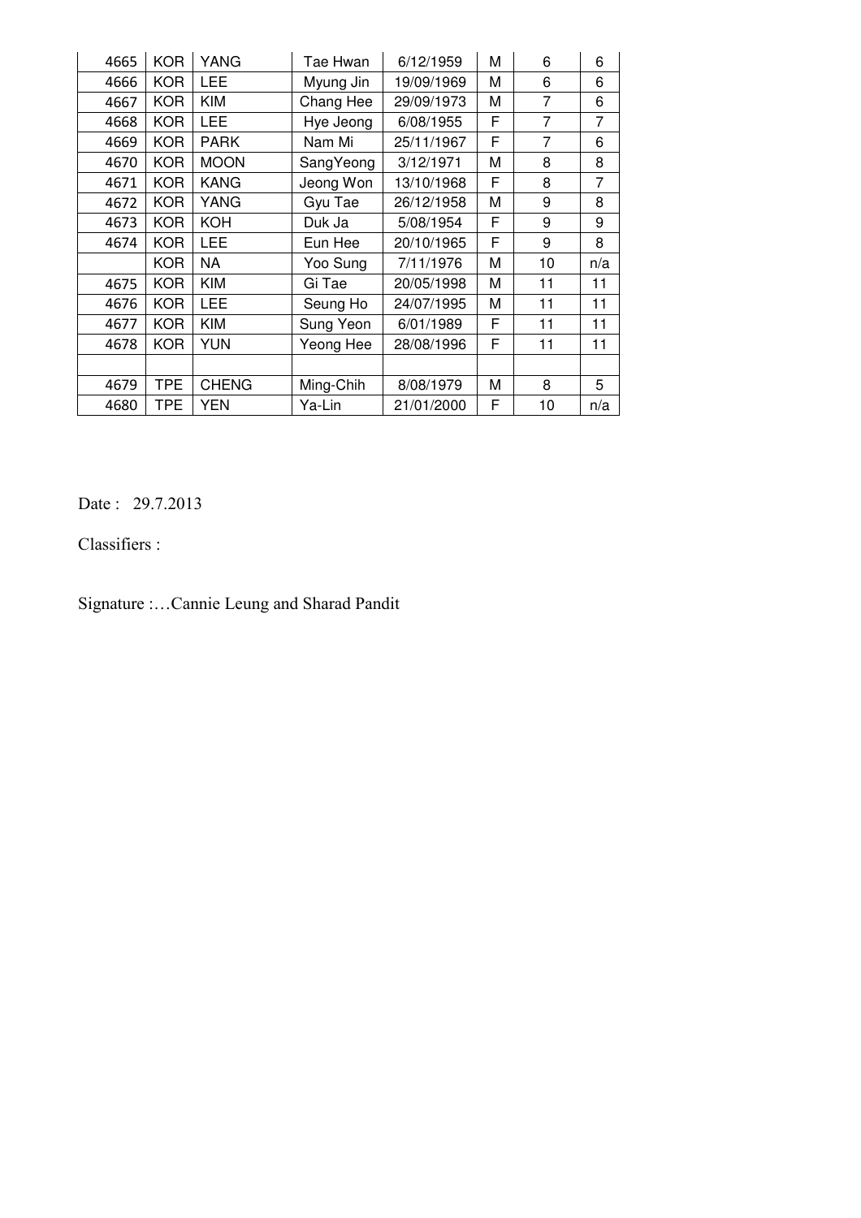| | | | | | | | |
|---|---|---|---|---|---|---|---|
| 4665 | KOR | YANG | Tae Hwan | 6/12/1959 | M | 6 | 6 |
| 4666 | KOR | LEE | Myung Jin | 19/09/1969 | M | 6 | 6 |
| 4667 | KOR | KIM | Chang Hee | 29/09/1973 | M | 7 | 6 |
| 4668 | KOR | LEE | Hye Jeong | 6/08/1955 | F | 7 | 7 |
| 4669 | KOR | PARK | Nam Mi | 25/11/1967 | F | 7 | 6 |
| 4670 | KOR | MOON | SangYeong | 3/12/1971 | M | 8 | 8 |
| 4671 | KOR | KANG | Jeong Won | 13/10/1968 | F | 8 | 7 |
| 4672 | KOR | YANG | Gyu Tae | 26/12/1958 | M | 9 | 8 |
| 4673 | KOR | KOH | Duk Ja | 5/08/1954 | F | 9 | 9 |
| 4674 | KOR | LEE | Eun Hee | 20/10/1965 | F | 9 | 8 |
| | KOR | NA | Yoo Sung | 7/11/1976 | M | 10 | n/a |
| 4675 | KOR | KIM | Gi Tae | 20/05/1998 | M | 11 | 11 |
| 4676 | KOR | LEE | Seung Ho | 24/07/1995 | M | 11 | 11 |
| 4677 | KOR | KIM | Sung Yeon | 6/01/1989 | F | 11 | 11 |
| 4678 | KOR | YUN | Yeong Hee | 28/08/1996 | F | 11 | 11 |
| | | | | | | | |
| 4679 | TPE | CHENG | Ming-Chih | 8/08/1979 | M | 8 | 5 |
| 4680 | TPE | YEN | Ya-Lin | 21/01/2000 | F | 10 | n/a |

Date : 29.7.2013

Classifiers :

Signature :…Cannie Leung and Sharad Pandit